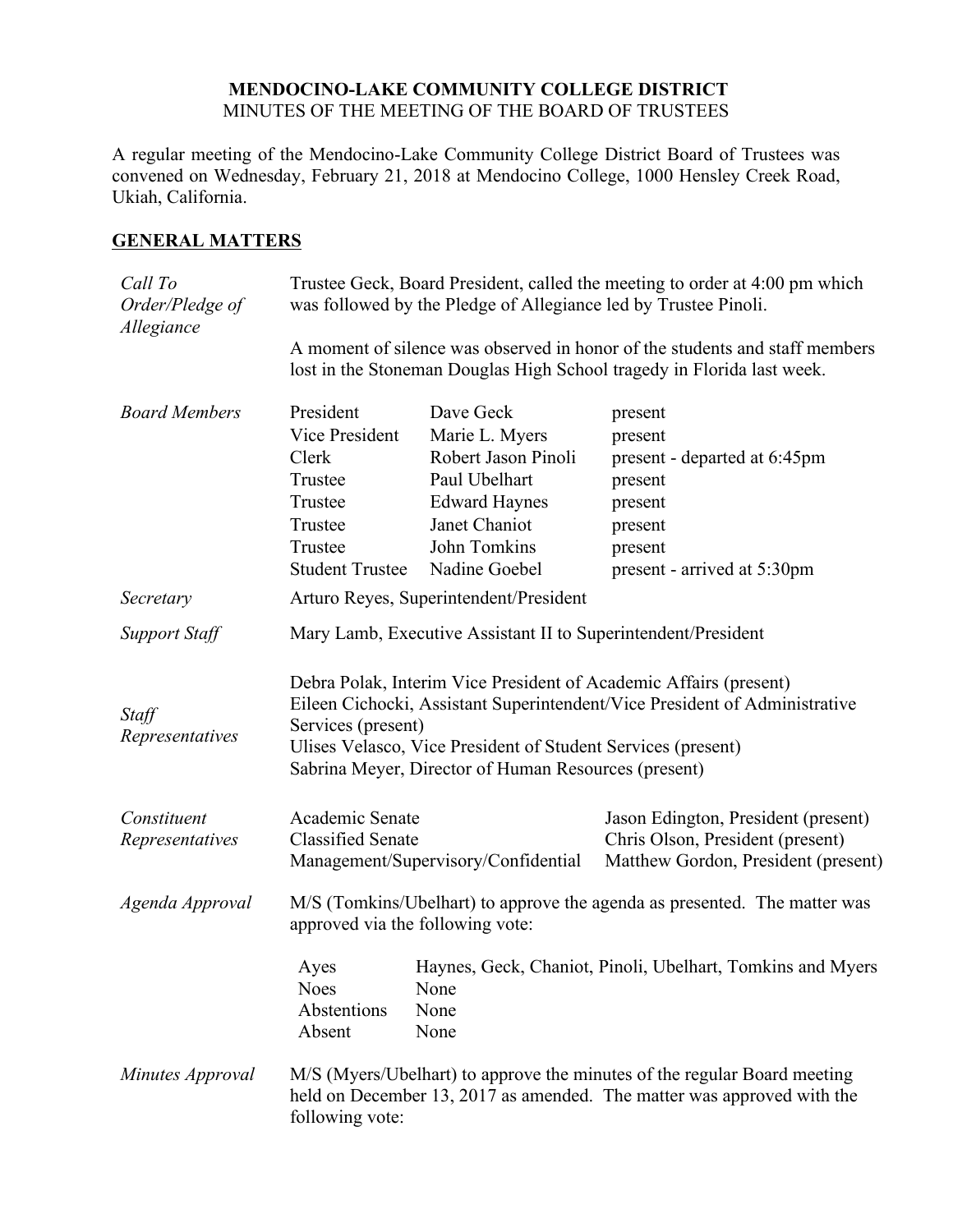# MENDOCINO-LAKE COMMUNITY COLLEGE DISTRICT

MINUTES OF THE MEETING OF THE BOARD OF TRUSTEES

A regular meeting of the Mendocino-Lake Community College District Board of Trustees was convened on Wednesday, February 21, 2018 at Mendocino College, 1000 Hensley Creek Road, Ukiah, California.

## GENERAL MATTERS

*Call To Order/Pledge of Allegiance*

Trustee Geck, Board President, called the meeting to order at 4:00 pm which was followed by the Pledge of Allegiance led by Trustee Pinoli.

A moment of silence was observed in honor of the students and staff members lost in the Stoneman Douglas High School tragedy in Florida last week.

*Board Members*

| | | |
|---|---|---|
| President | Dave Geck | present |
| Vice President | Marie L. Myers | present |
| Clerk | Robert Jason Pinoli | present - departed at 6:45pm |
| Trustee | Paul Ubelhart | present |
| Trustee | Edward Haynes | present |
| Trustee | Janet Chaniot | present |
| Trustee | John Tomkins | present |
| Student Trustee | Nadine Goebel | present - arrived at 5:30pm |

*Secretary*

Arturo Reyes, Superintendent/President

*Support Staff*

Mary Lamb, Executive Assistant II to Superintendent/President

*Staff Representatives*

Debra Polak, Interim Vice President of Academic Affairs (present)
Eileen Cichocki, Assistant Superintendent/Vice President of Administrative Services (present)
Ulises Velasco, Vice President of Student Services (present)
Sabrina Meyer, Director of Human Resources (present)

*Constituent Representatives*

| | |
|---|---|
| Academic Senate | Jason Edington, President (present) |
| Classified Senate | Chris Olson, President (present) |
| Management/Supervisory/Confidential | Matthew Gordon, President (present) |

*Agenda Approval*

M/S (Tomkins/Ubelhart) to approve the agenda as presented. The matter was approved via the following vote:

| | |
|---|---|
| Ayes | Haynes, Geck, Chaniot, Pinoli, Ubelhart, Tomkins and Myers |
| Noes | None |
| Abstentions | None |
| Absent | None |

*Minutes Approval*

M/S (Myers/Ubelhart) to approve the minutes of the regular Board meeting held on December 13, 2017 as amended. The matter was approved with the following vote: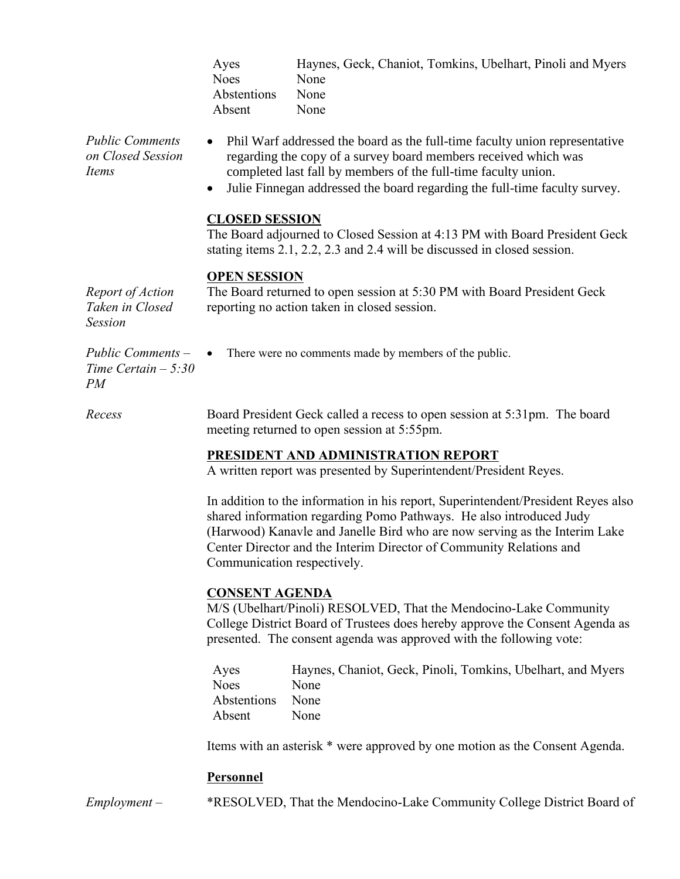| | |
|---|---|
| Ayes | Haynes, Geck, Chaniot, Tomkins, Ubelhart, Pinoli and Myers |
| Noes | None |
| Abstentions | None |
| Absent | None |

*Public Comments on Closed Session Items*

- Phil Warf addressed the board as the full-time faculty union representative regarding the copy of a survey board members received which was completed last fall by members of the full-time faculty union.
- Julie Finnegan addressed the board regarding the full-time faculty survey.

**CLOSED SESSION**

The Board adjourned to Closed Session at 4:13 PM with Board President Geck stating items 2.1, 2.2, 2.3 and 2.4 will be discussed in closed session.

**OPEN SESSION**

*Report of Action Taken in Closed Session*

The Board returned to open session at 5:30 PM with Board President Geck reporting no action taken in closed session.

*Public Comments – Time Certain – 5:30 PM*

- There were no comments made by members of the public.

*Recess*

Board President Geck called a recess to open session at 5:31pm. The board meeting returned to open session at 5:55pm.

**PRESIDENT AND ADMINISTRATION REPORT**

A written report was presented by Superintendent/President Reyes.

In addition to the information in his report, Superintendent/President Reyes also shared information regarding Pomo Pathways. He also introduced Judy (Harwood) Kanavle and Janelle Bird who are now serving as the Interim Lake Center Director and the Interim Director of Community Relations and Communication respectively.

**CONSENT AGENDA**

M/S (Ubelhart/Pinoli) RESOLVED, That the Mendocino-Lake Community College District Board of Trustees does hereby approve the Consent Agenda as presented. The consent agenda was approved with the following vote:

| | |
|---|---|
| Ayes | Haynes, Chaniot, Geck, Pinoli, Tomkins, Ubelhart, and Myers |
| Noes | None |
| Abstentions | None |
| Absent | None |

Items with an asterisk * were approved by one motion as the Consent Agenda.

**Personnel**

*Employment –*

*RESOLVED, That the Mendocino-Lake Community College District Board of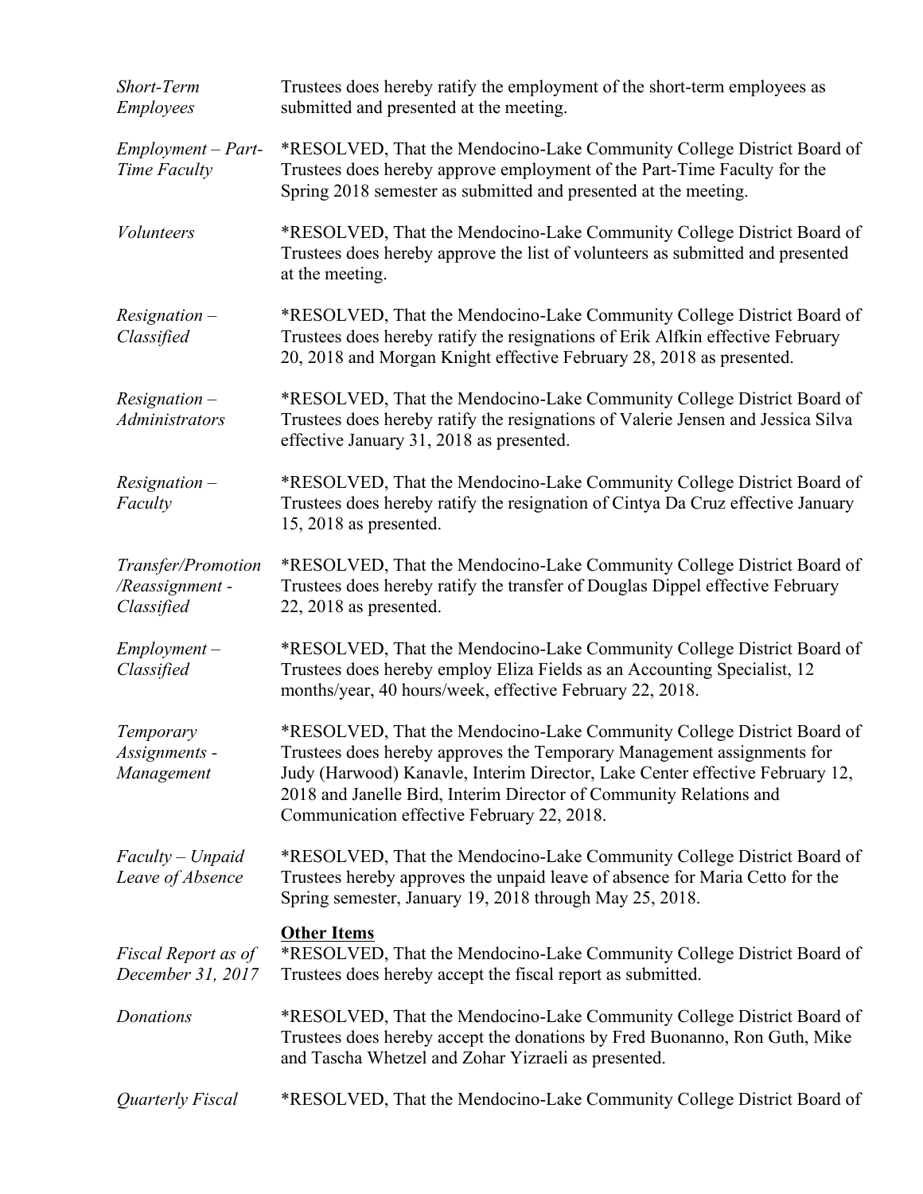| | |
|---|---|
| *Short-Term Employees* | Trustees does hereby ratify the employment of the short-term employees as submitted and presented at the meeting. |
| *Employment – Part-Time Faculty* | *RESOLVED, That the Mendocino-Lake Community College District Board of Trustees does hereby approve employment of the Part-Time Faculty for the Spring 2018 semester as submitted and presented at the meeting. |
| *Volunteers* | *RESOLVED, That the Mendocino-Lake Community College District Board of Trustees does hereby approve the list of volunteers as submitted and presented at the meeting. |
| *Resignation – Classified* | *RESOLVED, That the Mendocino-Lake Community College District Board of Trustees does hereby ratify the resignations of Erik Alfkin effective February 20, 2018 and Morgan Knight effective February 28, 2018 as presented. |
| *Resignation – Administrators* | *RESOLVED, That the Mendocino-Lake Community College District Board of Trustees does hereby ratify the resignations of Valerie Jensen and Jessica Silva effective January 31, 2018 as presented. |
| *Resignation – Faculty* | *RESOLVED, That the Mendocino-Lake Community College District Board of Trustees does hereby ratify the resignation of Cintya Da Cruz effective January 15, 2018 as presented. |
| *Transfer/Promotion /Reassignment - Classified* | *RESOLVED, That the Mendocino-Lake Community College District Board of Trustees does hereby ratify the transfer of Douglas Dippel effective February 22, 2018 as presented. |
| *Employment – Classified* | *RESOLVED, That the Mendocino-Lake Community College District Board of Trustees does hereby employ Eliza Fields as an Accounting Specialist, 12 months/year, 40 hours/week, effective February 22, 2018. |
| *Temporary Assignments - Management* | *RESOLVED, That the Mendocino-Lake Community College District Board of Trustees does hereby approves the Temporary Management assignments for Judy (Harwood) Kanavle, Interim Director, Lake Center effective February 12, 2018 and Janelle Bird, Interim Director of Community Relations and Communication effective February 22, 2018. |
| *Faculty – Unpaid Leave of Absence* | *RESOLVED, That the Mendocino-Lake Community College District Board of Trustees hereby approves the unpaid leave of absence for Maria Cetto for the Spring semester, January 19, 2018 through May 25, 2018. |

**Other Items**

| | |
|---|---|
| *Fiscal Report as of December 31, 2017* | *RESOLVED, That the Mendocino-Lake Community College District Board of Trustees does hereby accept the fiscal report as submitted. |
| *Donations* | *RESOLVED, That the Mendocino-Lake Community College District Board of Trustees does hereby accept the donations by Fred Buonanno, Ron Guth, Mike and Tascha Whetzel and Zohar Yizraeli as presented. |
| *Quarterly Fiscal* | *RESOLVED, That the Mendocino-Lake Community College District Board of |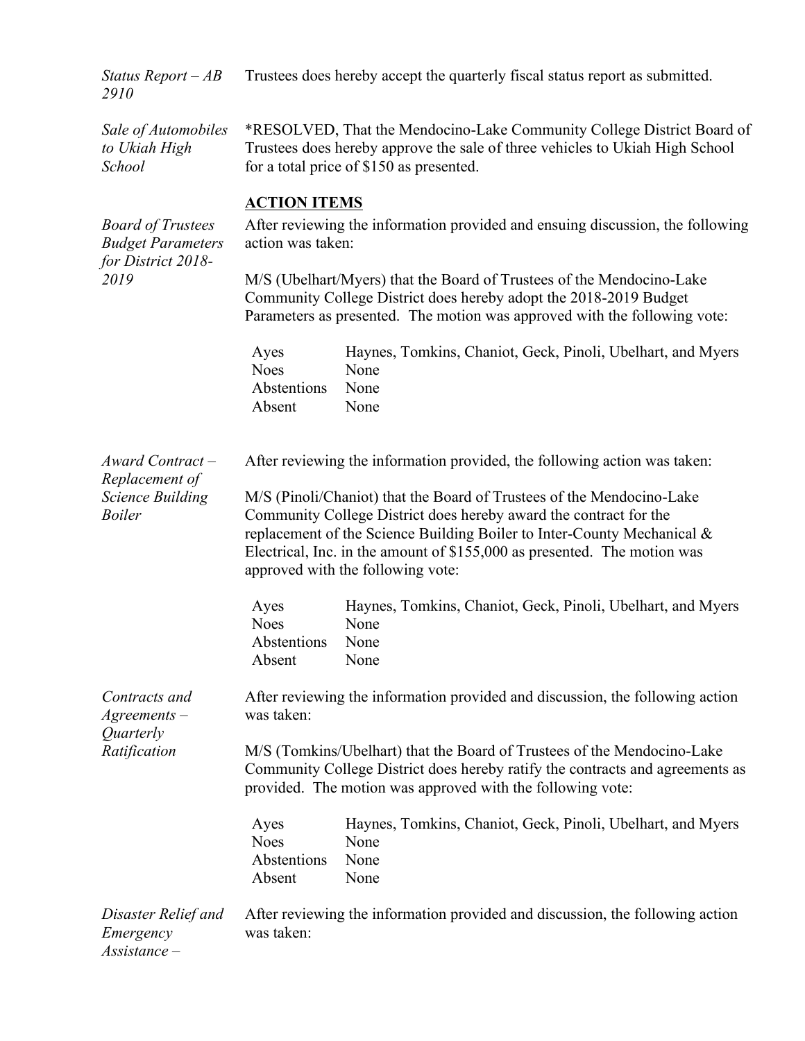*Status Report – AB 2910*

Trustees does hereby accept the quarterly fiscal status report as submitted.

*Sale of Automobiles to Ukiah High School*

*RESOLVED, That the Mendocino-Lake Community College District Board of Trustees does hereby approve the sale of three vehicles to Ukiah High School for a total price of $150 as presented.

## ACTION ITEMS

*Board of Trustees Budget Parameters for District 2018-2019*

After reviewing the information provided and ensuing discussion, the following action was taken:

M/S (Ubelhart/Myers) that the Board of Trustees of the Mendocino-Lake Community College District does hereby adopt the 2018-2019 Budget Parameters as presented. The motion was approved with the following vote:

| | |
|---|---|
| Ayes | Haynes, Tomkins, Chaniot, Geck, Pinoli, Ubelhart, and Myers |
| Noes | None |
| Abstentions | None |
| Absent | None |

*Award Contract – Replacement of Science Building Boiler*

After reviewing the information provided, the following action was taken:

M/S (Pinoli/Chaniot) that the Board of Trustees of the Mendocino-Lake Community College District does hereby award the contract for the replacement of the Science Building Boiler to Inter-County Mechanical & Electrical, Inc. in the amount of $155,000 as presented. The motion was approved with the following vote:

| | |
|---|---|
| Ayes | Haynes, Tomkins, Chaniot, Geck, Pinoli, Ubelhart, and Myers |
| Noes | None |
| Abstentions | None |
| Absent | None |

*Contracts and Agreements – Quarterly Ratification*

After reviewing the information provided and discussion, the following action was taken:

M/S (Tomkins/Ubelhart) that the Board of Trustees of the Mendocino-Lake Community College District does hereby ratify the contracts and agreements as provided. The motion was approved with the following vote:

| | |
|---|---|
| Ayes | Haynes, Tomkins, Chaniot, Geck, Pinoli, Ubelhart, and Myers |
| Noes | None |
| Abstentions | None |
| Absent | None |

*Disaster Relief and Emergency Assistance –*

After reviewing the information provided and discussion, the following action was taken: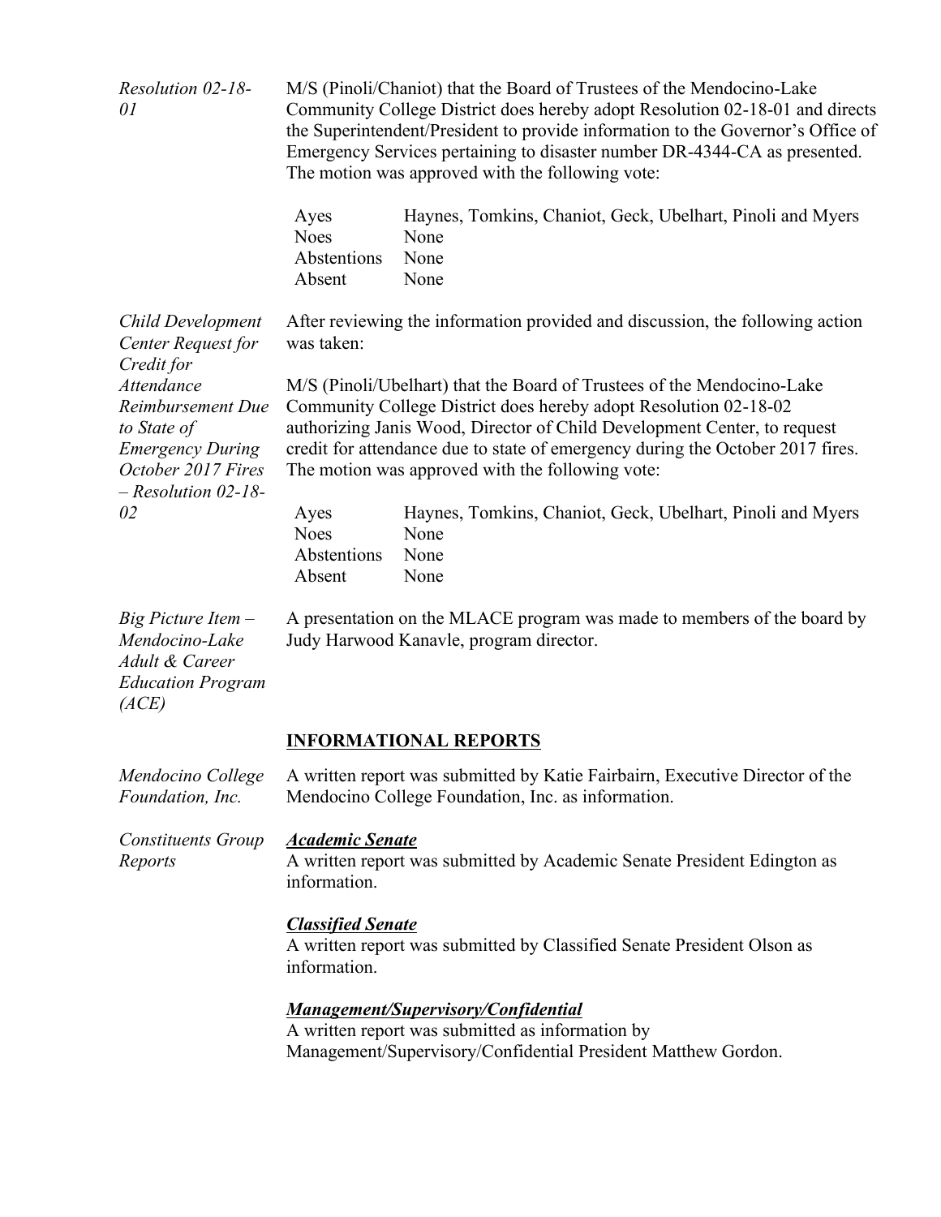*Resolution 02-18-01*

M/S (Pinoli/Chaniot) that the Board of Trustees of the Mendocino-Lake Community College District does hereby adopt Resolution 02-18-01 and directs the Superintendent/President to provide information to the Governor's Office of Emergency Services pertaining to disaster number DR-4344-CA as presented. The motion was approved with the following vote:

| | |
|---|---|
| Ayes | Haynes, Tomkins, Chaniot, Geck, Ubelhart, Pinoli and Myers |
| Noes | None |
| Abstentions | None |
| Absent | None |

*Child Development Center Request for Credit for Attendance Reimbursement Due to State of Emergency During October 2017 Fires – Resolution 02-18-02*

After reviewing the information provided and discussion, the following action was taken:

M/S (Pinoli/Ubelhart) that the Board of Trustees of the Mendocino-Lake Community College District does hereby adopt Resolution 02-18-02 authorizing Janis Wood, Director of Child Development Center, to request credit for attendance due to state of emergency during the October 2017 fires. The motion was approved with the following vote:

| | |
|---|---|
| Ayes | Haynes, Tomkins, Chaniot, Geck, Ubelhart, Pinoli and Myers |
| Noes | None |
| Abstentions | None |
| Absent | None |

*Big Picture Item – Mendocino-Lake Adult & Career Education Program (ACE)*

A presentation on the MLACE program was made to members of the board by Judy Harwood Kanavle, program director.

## INFORMATIONAL REPORTS

*Mendocino College Foundation, Inc.*

A written report was submitted by Katie Fairbairn, Executive Director of the Mendocino College Foundation, Inc. as information.

*Constituents Group Reports*

***Academic Senate***

A written report was submitted by Academic Senate President Edington as information.

***Classified Senate***

A written report was submitted by Classified Senate President Olson as information.

***Management/Supervisory/Confidential***

A written report was submitted as information by Management/Supervisory/Confidential President Matthew Gordon.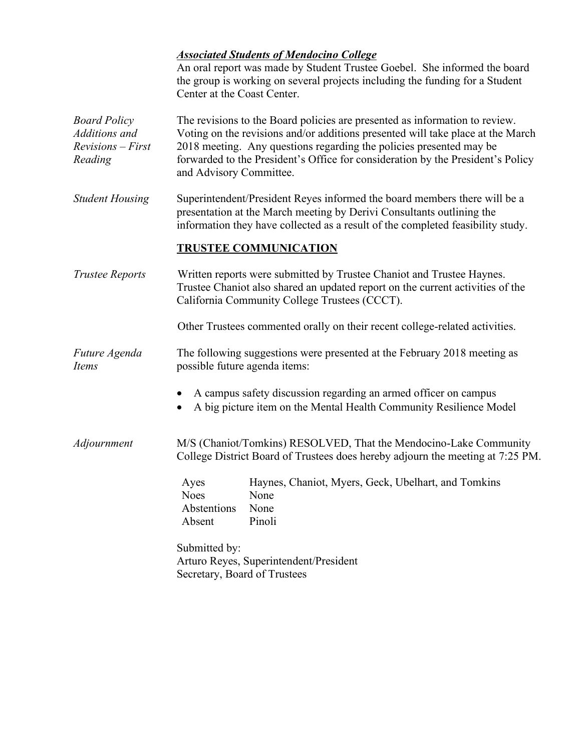***Associated Students of Mendocino College***

An oral report was made by Student Trustee Goebel. She informed the board the group is working on several projects including the funding for a Student Center at the Coast Center.

*Board Policy Additions and Revisions – First Reading*

The revisions to the Board policies are presented as information to review. Voting on the revisions and/or additions presented will take place at the March 2018 meeting. Any questions regarding the policies presented may be forwarded to the President's Office for consideration by the President's Policy and Advisory Committee.

*Student Housing*

Superintendent/President Reyes informed the board members there will be a presentation at the March meeting by Derivi Consultants outlining the information they have collected as a result of the completed feasibility study.

## TRUSTEE COMMUNICATION

*Trustee Reports*

Written reports were submitted by Trustee Chaniot and Trustee Haynes. Trustee Chaniot also shared an updated report on the current activities of the California Community College Trustees (CCCT).

Other Trustees commented orally on their recent college-related activities.

*Future Agenda Items*

The following suggestions were presented at the February 2018 meeting as possible future agenda items:

- A campus safety discussion regarding an armed officer on campus
- A big picture item on the Mental Health Community Resilience Model

*Adjournment*

M/S (Chaniot/Tomkins) RESOLVED, That the Mendocino-Lake Community College District Board of Trustees does hereby adjourn the meeting at 7:25 PM.

| | |
|---|---|
| Ayes | Haynes, Chaniot, Myers, Geck, Ubelhart, and Tomkins |
| Noes | None |
| Abstentions | None |
| Absent | Pinoli |

Submitted by:
Arturo Reyes, Superintendent/President
Secretary, Board of Trustees